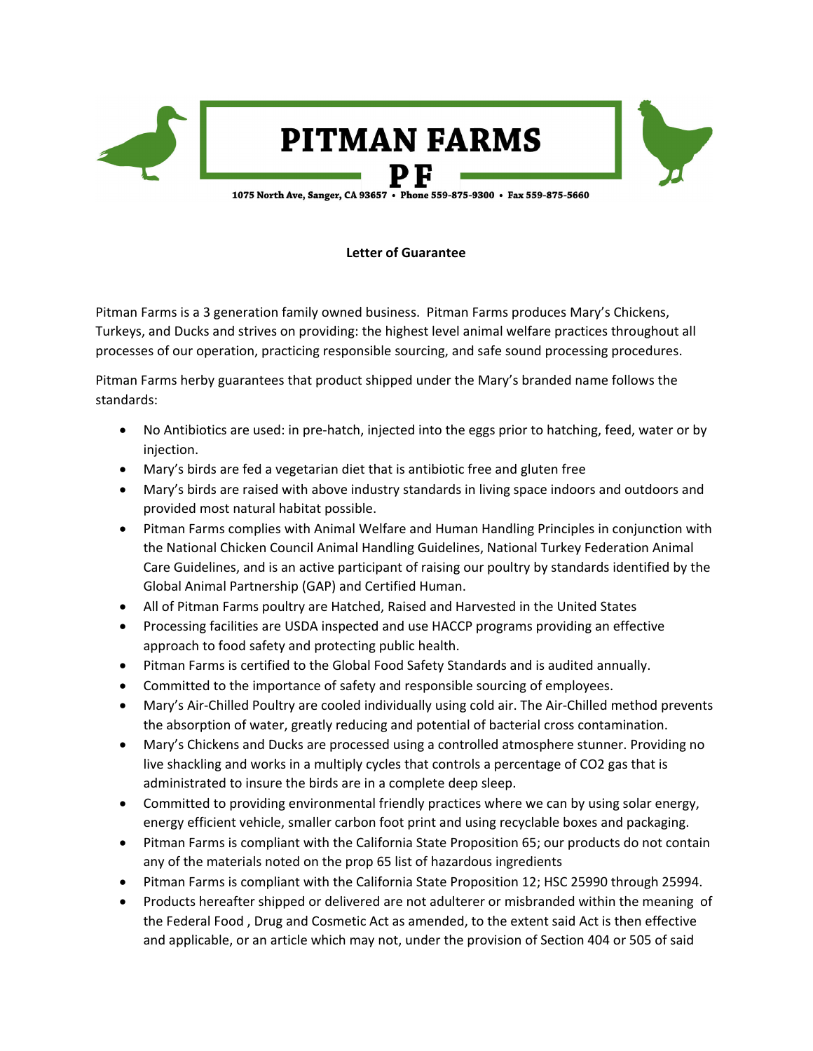# PITMAN FARMS

**PF**

**1075 North Ave, Sanger, CA 93657 • Phone 559-875-9300 • Fax 559-875-5660**

**Letter of Guarantee**

Pitman Farms is a 3 generation family owned business. Pitman Farms produces Mary's Chickens, Turkeys, and Ducks and strives on providing: the highest level animal welfare practices throughout all processes of our operation, practicing responsible sourcing, and safe sound processing procedures.

Pitman Farms herby guarantees that product shipped under the Mary's branded name follows the standards:

- No Antibiotics are used: in pre-hatch, injected into the eggs prior to hatching, feed, water or by injection.
- Mary's birds are fed a vegetarian diet that is antibiotic free and gluten free
- Mary's birds are raised with above industry standards in living space indoors and outdoors and provided most natural habitat possible.
- Pitman Farms complies with Animal Welfare and Human Handling Principles in conjunction with the National Chicken Council Animal Handling Guidelines, National Turkey Federation Animal Care Guidelines, and is an active participant of raising our poultry by standards identified by the Global Animal Partnership (GAP) and Certified Human.
- All of Pitman Farms poultry are Hatched, Raised and Harvested in the United States
- Processing facilities are USDA inspected and use HACCP programs providing an effective approach to food safety and protecting public health.
- Pitman Farms is certified to the Global Food Safety Standards and is audited annually.
- Committed to the importance of safety and responsible sourcing of employees.
- Mary's Air-Chilled Poultry are cooled individually using cold air. The Air-Chilled method prevents the absorption of water, greatly reducing and potential of bacterial cross contamination.
- Mary's Chickens and Ducks are processed using a controlled atmosphere stunner. Providing no live shackling and works in a multiply cycles that controls a percentage of $CO_2$ gas that is administrated to insure the birds are in a complete deep sleep.
- Committed to providing environmental friendly practices where we can by using solar energy, energy efficient vehicle, smaller carbon foot print and using recyclable boxes and packaging.
- Pitman Farms is compliant with the California State Proposition 65; our products do not contain any of the materials noted on the prop 65 list of hazardous ingredients
- Pitman Farms is compliant with the California State Proposition 12; HSC 25990 through 25994.
- Products hereafter shipped or delivered are not adulterer or misbranded within the meaning of the Federal Food , Drug and Cosmetic Act as amended, to the extent said Act is then effective and applicable, or an article which may not, under the provision of Section 404 or 505 of said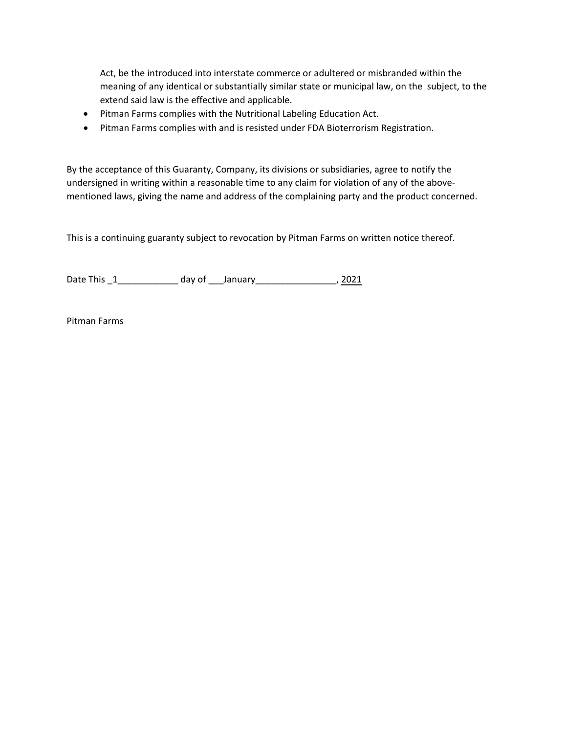Act, be the introduced into interstate commerce or adultered or misbranded within the meaning of any identical or substantially similar state or municipal law, on the subject, to the extend said law is the effective and applicable.

- Pitman Farms complies with the Nutritional Labeling Education Act.
- Pitman Farms complies with and is resisted under FDA Bioterrorism Registration.

By the acceptance of this Guaranty, Company, its divisions or subsidiaries, agree to notify the undersigned in writing within a reasonable time to any claim for violation of any of the above-mentioned laws, giving the name and address of the complaining party and the product concerned.

This is a continuing guaranty subject to revocation by Pitman Farms on written notice thereof.

Date This _1____________ day of ___January________________, 2021

Pitman Farms